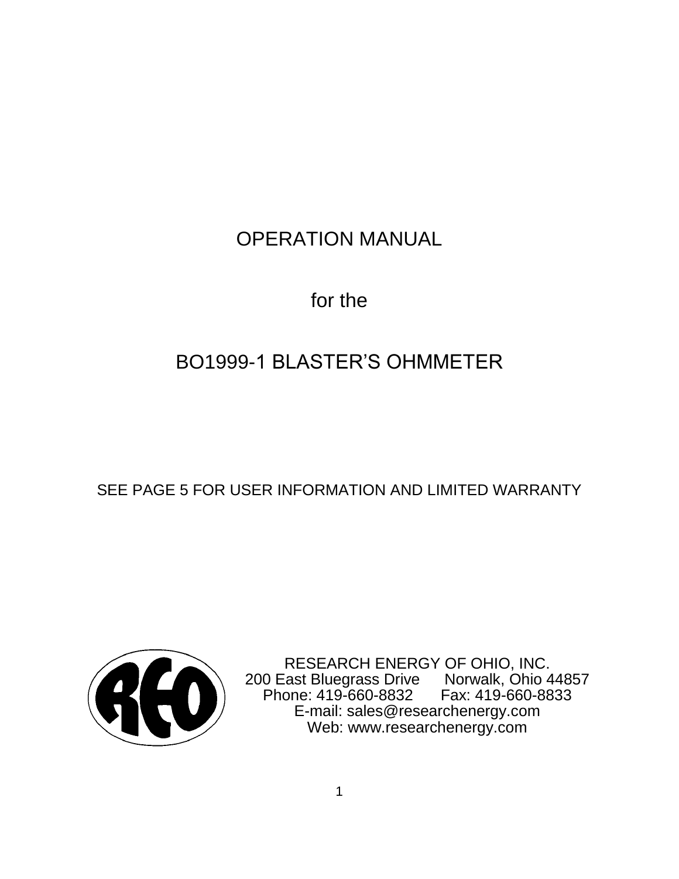# OPERATION MANUAL

for the

# BO1999-1 BLASTER'S OHMMETER

SEE PAGE 5 FOR USER INFORMATION AND LIMITED WARRANTY

REO

RESEARCH ENERGY OF OHIO, INC.
200 East Bluegrass Drive Norwalk, Ohio 44857
Phone: 419-660-8832 Fax: 419-660-8833
E-mail: sales@researchenergy.com
Web: www.researchenergy.com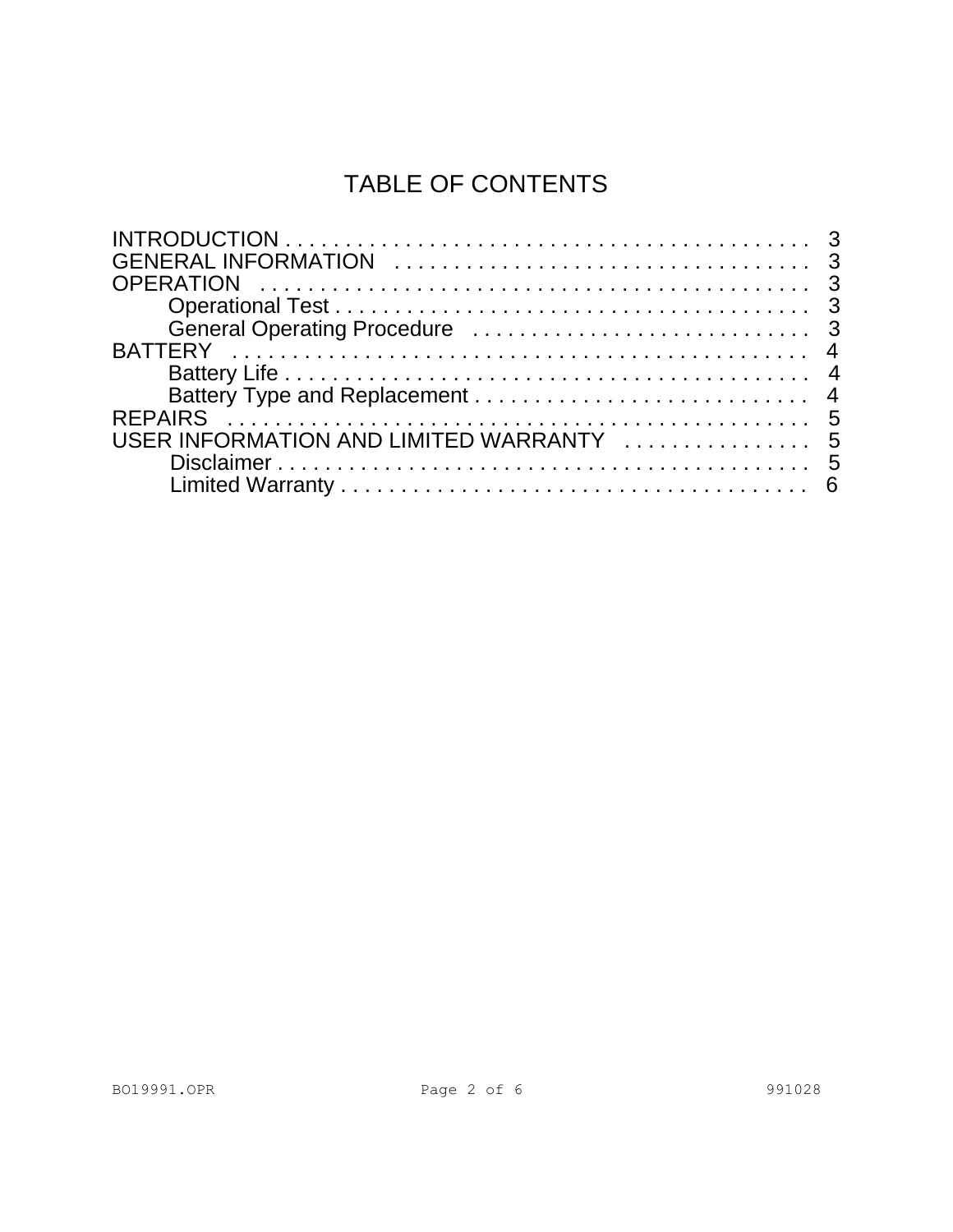# TABLE OF CONTENTS

INTRODUCTION . . . . . . . . . . . . . . . . . . . . . . . . . . . . . . . . . . . . . . . . . . . . 3
GENERAL INFORMATION . . . . . . . . . . . . . . . . . . . . . . . . . . . . . . . . . . . 3
OPERATION . . . . . . . . . . . . . . . . . . . . . . . . . . . . . . . . . . . . . . . . . . . . . 3
- Operational Test . . . . . . . . . . . . . . . . . . . . . . . . . . . . . . . . . . . . . . . . 3
- General Operating Procedure . . . . . . . . . . . . . . . . . . . . . . . . . . . . 3

BATTERY . . . . . . . . . . . . . . . . . . . . . . . . . . . . . . . . . . . . . . . . . . . . . . . 4
- Battery Life . . . . . . . . . . . . . . . . . . . . . . . . . . . . . . . . . . . . . . . . . . . . 4
- Battery Type and Replacement . . . . . . . . . . . . . . . . . . . . . . . . . . . 4

REPAIRS . . . . . . . . . . . . . . . . . . . . . . . . . . . . . . . . . . . . . . . . . . . . . . . 5
USER INFORMATION AND LIMITED WARRANTY . . . . . . . . . . . . . . . . 5
- Disclaimer . . . . . . . . . . . . . . . . . . . . . . . . . . . . . . . . . . . . . . . . . . . . . 5
- Limited Warranty . . . . . . . . . . . . . . . . . . . . . . . . . . . . . . . . . . . . . . . 6

BO19991.OPR 991028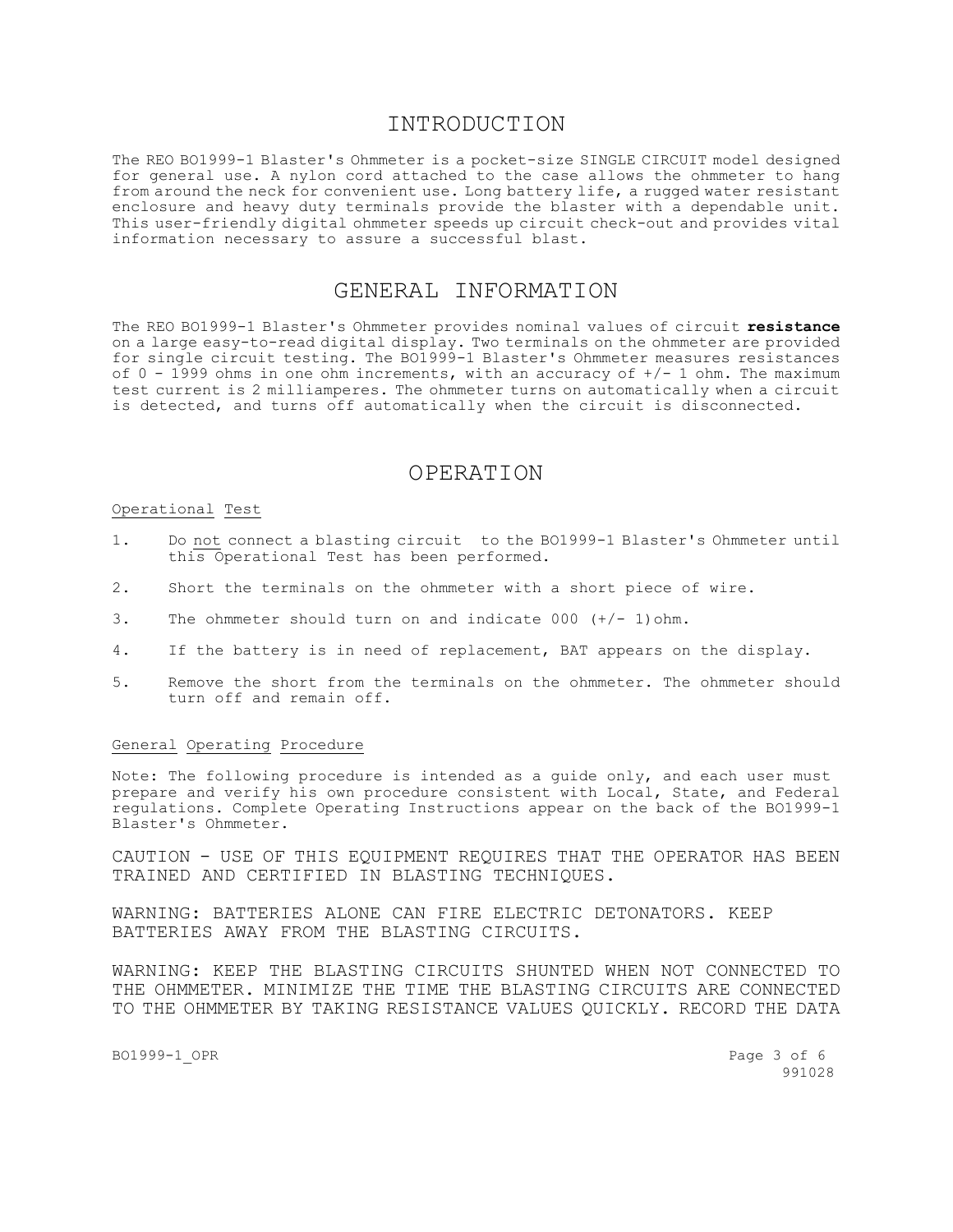# INTRODUCTION

The REO BO1999-1 Blaster's Ohmmeter is a pocket-size SINGLE CIRCUIT model designed for general use. A nylon cord attached to the case allows the ohmmeter to hang from around the neck for convenient use. Long battery life, a rugged water resistant enclosure and heavy duty terminals provide the blaster with a dependable unit. This user-friendly digital ohmmeter speeds up circuit check-out and provides vital information necessary to assure a successful blast.

# GENERAL INFORMATION

The REO BO1999-1 Blaster's Ohmmeter provides nominal values of circuit **resistance** on a large easy-to-read digital display. Two terminals on the ohmmeter are provided for single circuit testing. The BO1999-1 Blaster's Ohmmeter measures resistances of 0 - 1999 ohms in one ohm increments, with an accuracy of +/- 1 ohm. The maximum test current is 2 milliamperes. The ohmmeter turns on automatically when a circuit is detected, and turns off automatically when the circuit is disconnected.

# OPERATION

## Operational Test

1. Do not connect a blasting circuit to the BO1999-1 Blaster's Ohmmeter until this Operational Test has been performed.
2. Short the terminals on the ohmmeter with a short piece of wire.
3. The ohmmeter should turn on and indicate 000 (+/- 1)ohm.
4. If the battery is in need of replacement, BAT appears on the display.
5. Remove the short from the terminals on the ohmmeter. The ohmmeter should turn off and remain off.

## General Operating Procedure

Note: The following procedure is intended as a guide only, and each user must prepare and verify his own procedure consistent with Local, State, and Federal regulations. Complete Operating Instructions appear on the back of the BO1999-1 Blaster's Ohmmeter.

CAUTION - USE OF THIS EQUIPMENT REQUIRES THAT THE OPERATOR HAS BEEN TRAINED AND CERTIFIED IN BLASTING TECHNIQUES.

WARNING: BATTERIES ALONE CAN FIRE ELECTRIC DETONATORS. KEEP BATTERIES AWAY FROM THE BLASTING CIRCUITS.

WARNING: KEEP THE BLASTING CIRCUITS SHUNTED WHEN NOT CONNECTED TO THE OHMMETER. MINIMIZE THE TIME THE BLASTING CIRCUITS ARE CONNECTED TO THE OHMMETER BY TAKING RESISTANCE VALUES QUICKLY. RECORD THE DATA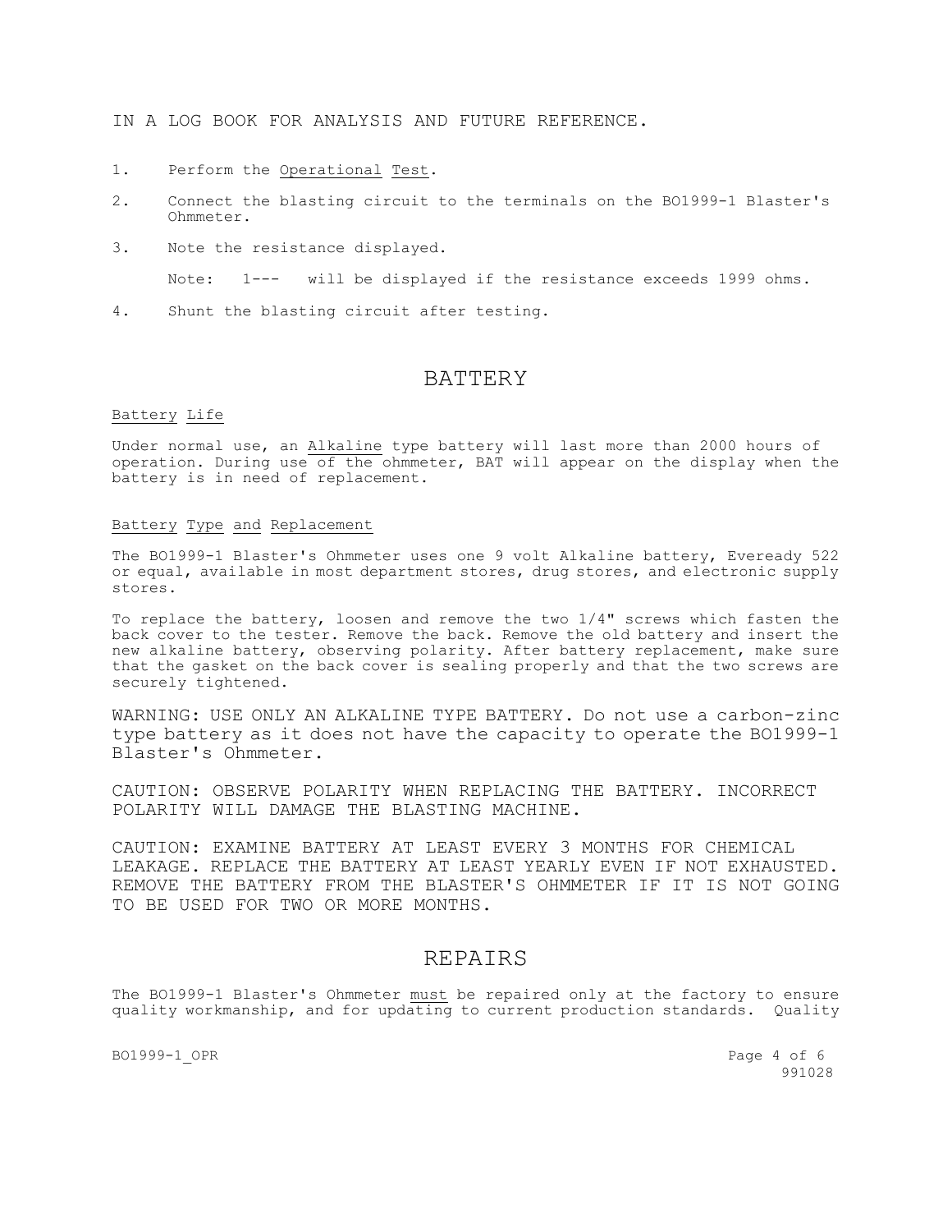IN A LOG BOOK FOR ANALYSIS AND FUTURE REFERENCE.

1. Perform the Operational Test.
2. Connect the blasting circuit to the terminals on the BO1999-1 Blaster's Ohmmeter.
3. Note the resistance displayed.

   Note: 1--- will be displayed if the resistance exceeds 1999 ohms.

4. Shunt the blasting circuit after testing.

## BATTERY

Battery Life

Under normal use, an Alkaline type battery will last more than 2000 hours of operation. During use of the ohmmeter, BAT will appear on the display when the battery is in need of replacement.

Battery Type and Replacement

The BO1999-1 Blaster's Ohmmeter uses one 9 volt Alkaline battery, Eveready 522 or equal, available in most department stores, drug stores, and electronic supply stores.

To replace the battery, loosen and remove the two 1/4" screws which fasten the back cover to the tester. Remove the back. Remove the old battery and insert the new alkaline battery, observing polarity. After battery replacement, make sure that the gasket on the back cover is sealing properly and that the two screws are securely tightened.

WARNING: USE ONLY AN ALKALINE TYPE BATTERY. Do not use a carbon-zinc type battery as it does not have the capacity to operate the BO1999-1 Blaster's Ohmmeter.

CAUTION: OBSERVE POLARITY WHEN REPLACING THE BATTERY. INCORRECT POLARITY WILL DAMAGE THE BLASTING MACHINE.

CAUTION: EXAMINE BATTERY AT LEAST EVERY 3 MONTHS FOR CHEMICAL LEAKAGE. REPLACE THE BATTERY AT LEAST YEARLY EVEN IF NOT EXHAUSTED. REMOVE THE BATTERY FROM THE BLASTER'S OHMMETER IF IT IS NOT GOING TO BE USED FOR TWO OR MORE MONTHS.

## REPAIRS

The BO1999-1 Blaster's Ohmmeter must be repaired only at the factory to ensure quality workmanship, and for updating to current production standards. Quality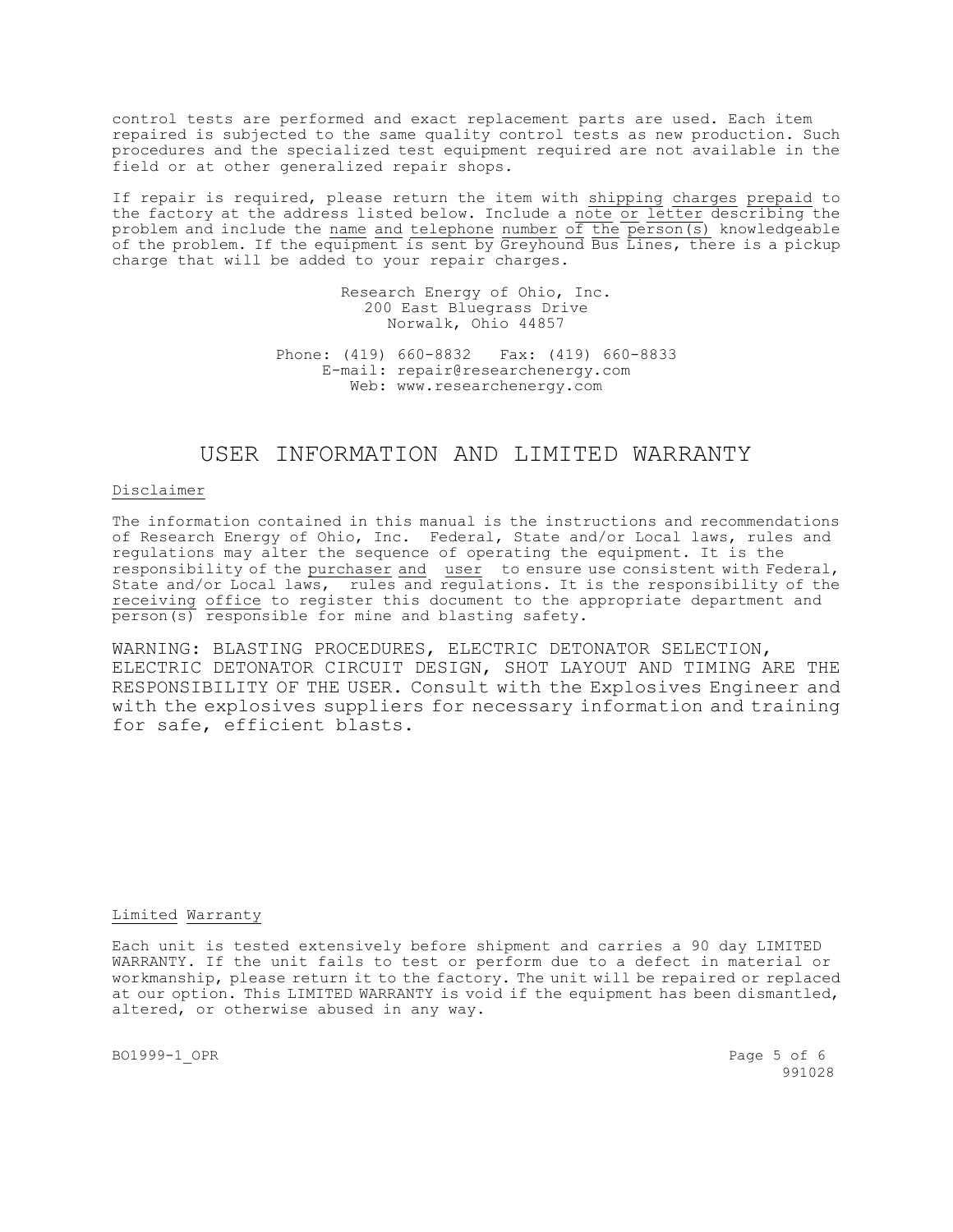control tests are performed and exact replacement parts are used. Each item repaired is subjected to the same quality control tests as new production. Such procedures and the specialized test equipment required are not available in the field or at other generalized repair shops.

If repair is required, please return the item with shipping charges prepaid to the factory at the address listed below. Include a note or letter describing the problem and include the name and telephone number of the person(s) knowledgeable of the problem. If the equipment is sent by Greyhound Bus Lines, there is a pickup charge that will be added to your repair charges.

Research Energy of Ohio, Inc.
200 East Bluegrass Drive
Norwalk, Ohio 44857

Phone: (419) 660-8832 Fax: (419) 660-8833
E-mail: repair@researchenergy.com
Web: www.researchenergy.com

# USER INFORMATION AND LIMITED WARRANTY

Disclaimer

The information contained in this manual is the instructions and recommendations of Research Energy of Ohio, Inc. Federal, State and/or Local laws, rules and regulations may alter the sequence of operating the equipment. It is the responsibility of the purchaser and user to ensure use consistent with Federal, State and/or Local laws, rules and regulations. It is the responsibility of the receiving office to register this document to the appropriate department and person(s) responsible for mine and blasting safety.

WARNING: BLASTING PROCEDURES, ELECTRIC DETONATOR SELECTION, ELECTRIC DETONATOR CIRCUIT DESIGN, SHOT LAYOUT AND TIMING ARE THE RESPONSIBILITY OF THE USER. Consult with the Explosives Engineer and with the explosives suppliers for necessary information and training for safe, efficient blasts.

Limited Warranty

Each unit is tested extensively before shipment and carries a 90 day LIMITED WARRANTY. If the unit fails to test or perform due to a defect in material or workmanship, please return it to the factory. The unit will be repaired or replaced at our option. This LIMITED WARRANTY is void if the equipment has been dismantled, altered, or otherwise abused in any way.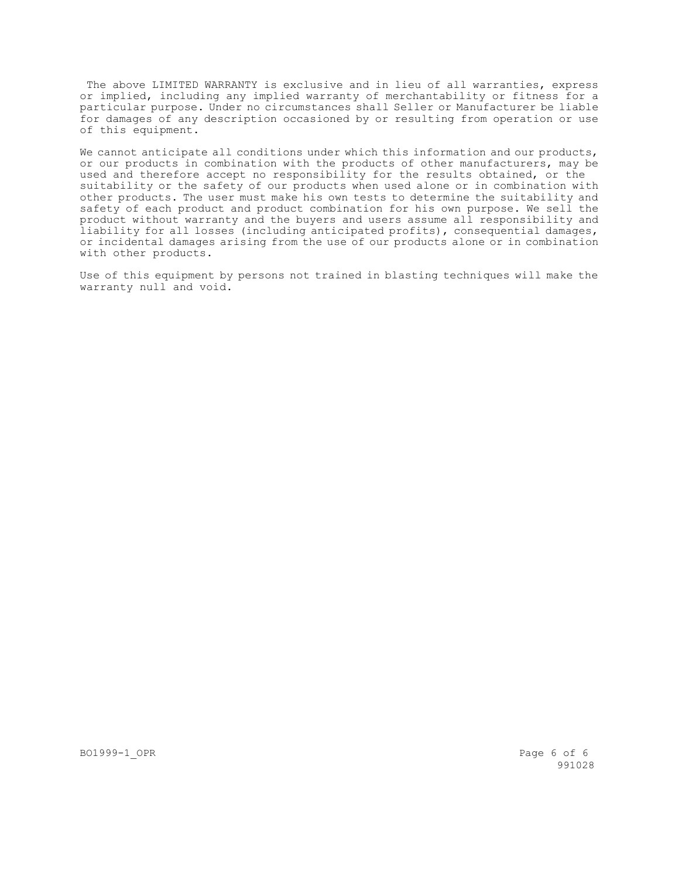The above LIMITED WARRANTY is exclusive and in lieu of all warranties, express or implied, including any implied warranty of merchantability or fitness for a particular purpose. Under no circumstances shall Seller or Manufacturer be liable for damages of any description occasioned by or resulting from operation or use of this equipment.

We cannot anticipate all conditions under which this information and our products, or our products in combination with the products of other manufacturers, may be used and therefore accept no responsibility for the results obtained, or the suitability or the safety of our products when used alone or in combination with other products. The user must make his own tests to determine the suitability and safety of each product and product combination for his own purpose. We sell the product without warranty and the buyers and users assume all responsibility and liability for all losses (including anticipated profits), consequential damages, or incidental damages arising from the use of our products alone or in combination with other products.

Use of this equipment by persons not trained in blasting techniques will make the warranty null and void.